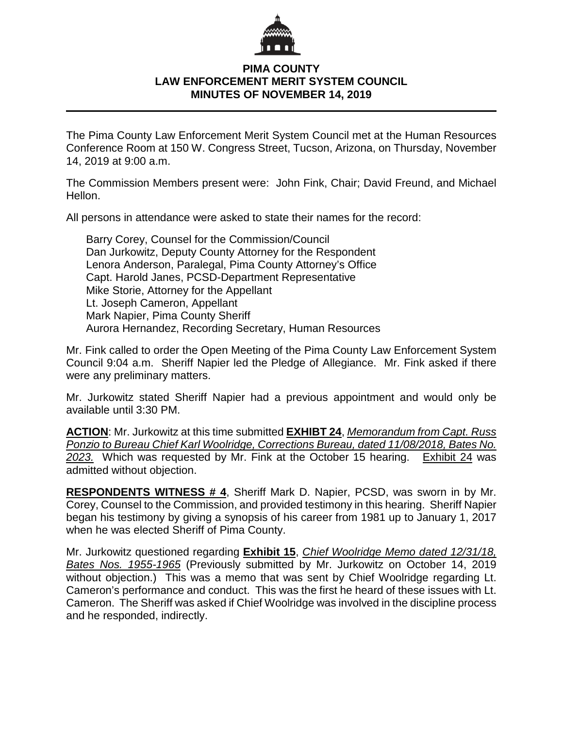# PIMA COUNTY
# LAW ENFORCEMENT MERIT SYSTEM COUNCIL
# MINUTES OF NOVEMBER 14, 2019

---

The Pima County Law Enforcement Merit System Council met at the Human Resources Conference Room at 150 W. Congress Street, Tucson, Arizona, on Thursday, November 14, 2019 at 9:00 a.m.

The Commission Members present were: John Fink, Chair; David Freund, and Michael Hellon.

All persons in attendance were asked to state their names for the record:

Barry Corey, Counsel for the Commission/Council
Dan Jurkowitz, Deputy County Attorney for the Respondent
Lenora Anderson, Paralegal, Pima County Attorney's Office
Capt. Harold Janes, PCSD-Department Representative
Mike Storie, Attorney for the Appellant
Lt. Joseph Cameron, Appellant
Mark Napier, Pima County Sheriff
Aurora Hernandez, Recording Secretary, Human Resources

Mr. Fink called to order the Open Meeting of the Pima County Law Enforcement System Council 9:04 a.m. Sheriff Napier led the Pledge of Allegiance. Mr. Fink asked if there were any preliminary matters.

Mr. Jurkowitz stated Sheriff Napier had a previous appointment and would only be available until 3:30 PM.

**ACTION**: Mr. Jurkowitz at this time submitted **EXHIBT 24**, *Memorandum from Capt. Russ Ponzio to Bureau Chief Karl Woolridge, Corrections Bureau, dated 11/08/2018, Bates No. 2023.* Which was requested by Mr. Fink at the October 15 hearing. Exhibit 24 was admitted without objection.

**RESPONDENTS WITNESS # 4**, Sheriff Mark D. Napier, PCSD, was sworn in by Mr. Corey, Counsel to the Commission, and provided testimony in this hearing. Sheriff Napier began his testimony by giving a synopsis of his career from 1981 up to January 1, 2017 when he was elected Sheriff of Pima County.

Mr. Jurkowitz questioned regarding **Exhibit 15**, *Chief Woolridge Memo dated 12/31/18, Bates Nos. 1955-1965* (Previously submitted by Mr. Jurkowitz on October 14, 2019 without objection.) This was a memo that was sent by Chief Woolridge regarding Lt. Cameron's performance and conduct. This was the first he heard of these issues with Lt. Cameron. The Sheriff was asked if Chief Woolridge was involved in the discipline process and he responded, indirectly.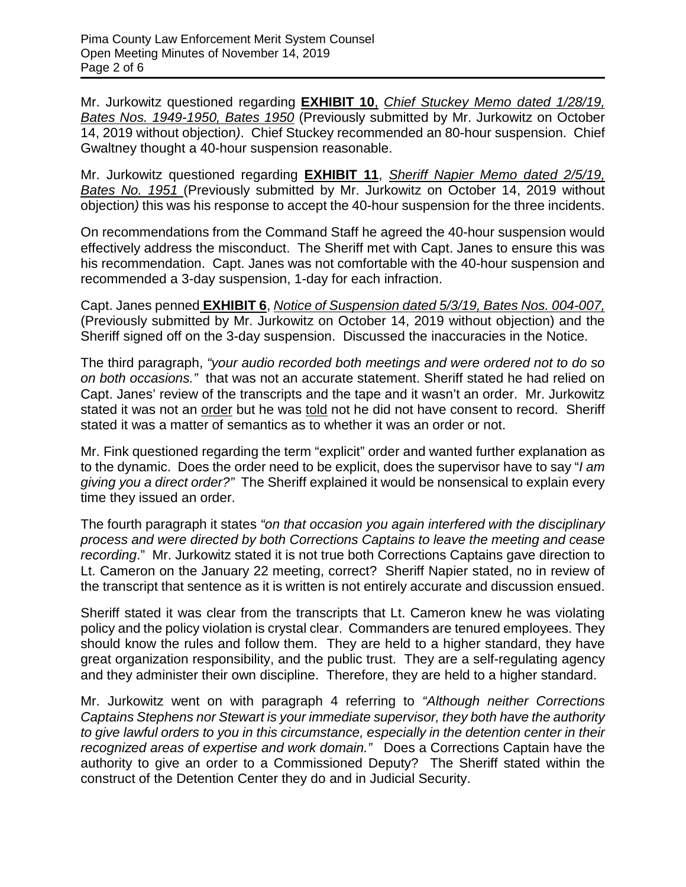Mr. Jurkowitz questioned regarding **EXHIBIT 10**, *Chief Stuckey Memo dated 1/28/19, Bates Nos. 1949-1950, Bates 1950* (Previously submitted by Mr. Jurkowitz on October 14, 2019 without objection*)*. Chief Stuckey recommended an 80-hour suspension. Chief Gwaltney thought a 40-hour suspension reasonable.

Mr. Jurkowitz questioned regarding **EXHIBIT 11**, *Sheriff Napier Memo dated 2/5/19, Bates No. 1951* (Previously submitted by Mr. Jurkowitz on October 14, 2019 without objection*)* this was his response to accept the 40-hour suspension for the three incidents.

On recommendations from the Command Staff he agreed the 40-hour suspension would effectively address the misconduct. The Sheriff met with Capt. Janes to ensure this was his recommendation. Capt. Janes was not comfortable with the 40-hour suspension and recommended a 3-day suspension, 1-day for each infraction.

Capt. Janes penned **EXHIBIT 6**, *Notice of Suspension dated 5/3/19, Bates Nos. 004-007,* (Previously submitted by Mr. Jurkowitz on October 14, 2019 without objection) and the Sheriff signed off on the 3-day suspension. Discussed the inaccuracies in the Notice.

The third paragraph, *"your audio recorded both meetings and were ordered not to do so on both occasions."* that was not an accurate statement. Sheriff stated he had relied on Capt. Janes' review of the transcripts and the tape and it wasn't an order. Mr. Jurkowitz stated it was not an <u>order</u> but he was <u>told</u> not he did not have consent to record. Sheriff stated it was a matter of semantics as to whether it was an order or not.

Mr. Fink questioned regarding the term "explicit" order and wanted further explanation as to the dynamic. Does the order need to be explicit, does the supervisor have to say "*I am giving you a direct order?"* The Sheriff explained it would be nonsensical to explain every time they issued an order.

The fourth paragraph it states *"on that occasion you again interfered with the disciplinary process and were directed by both Corrections Captains to leave the meeting and cease recording*." Mr. Jurkowitz stated it is not true both Corrections Captains gave direction to Lt. Cameron on the January 22 meeting, correct? Sheriff Napier stated, no in review of the transcript that sentence as it is written is not entirely accurate and discussion ensued.

Sheriff stated it was clear from the transcripts that Lt. Cameron knew he was violating policy and the policy violation is crystal clear. Commanders are tenured employees. They should know the rules and follow them. They are held to a higher standard, they have great organization responsibility, and the public trust. They are a self-regulating agency and they administer their own discipline. Therefore, they are held to a higher standard.

Mr. Jurkowitz went on with paragraph 4 referring to *"Although neither Corrections Captains Stephens nor Stewart is your immediate supervisor, they both have the authority to give lawful orders to you in this circumstance, especially in the detention center in their recognized areas of expertise and work domain."* Does a Corrections Captain have the authority to give an order to a Commissioned Deputy? The Sheriff stated within the construct of the Detention Center they do and in Judicial Security.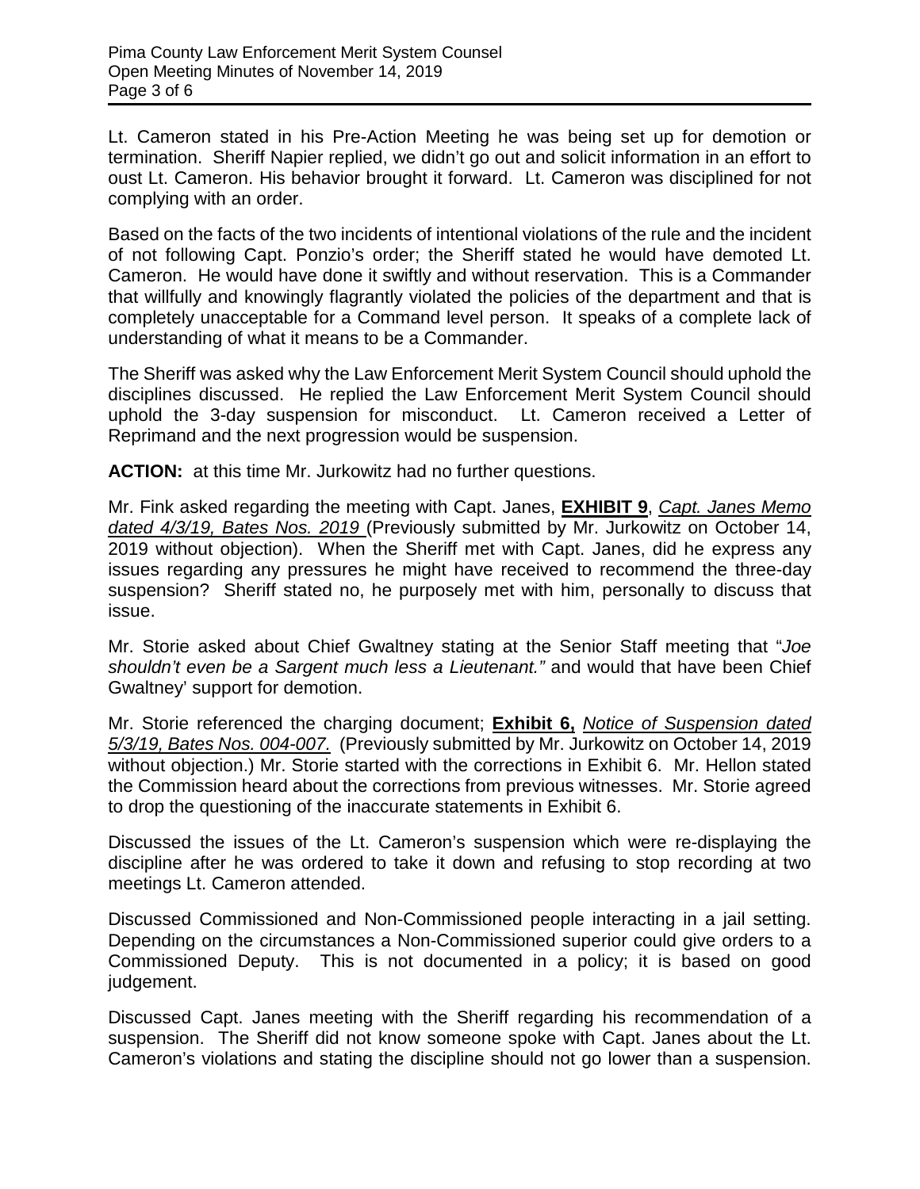Lt. Cameron stated in his Pre-Action Meeting he was being set up for demotion or termination. Sheriff Napier replied, we didn't go out and solicit information in an effort to oust Lt. Cameron. His behavior brought it forward. Lt. Cameron was disciplined for not complying with an order.

Based on the facts of the two incidents of intentional violations of the rule and the incident of not following Capt. Ponzio's order; the Sheriff stated he would have demoted Lt. Cameron. He would have done it swiftly and without reservation. This is a Commander that willfully and knowingly flagrantly violated the policies of the department and that is completely unacceptable for a Command level person. It speaks of a complete lack of understanding of what it means to be a Commander.

The Sheriff was asked why the Law Enforcement Merit System Council should uphold the disciplines discussed. He replied the Law Enforcement Merit System Council should uphold the 3-day suspension for misconduct. Lt. Cameron received a Letter of Reprimand and the next progression would be suspension.

**ACTION:** at this time Mr. Jurkowitz had no further questions.

Mr. Fink asked regarding the meeting with Capt. Janes, **EXHIBIT 9**, *Capt. Janes Memo dated 4/3/19, Bates Nos. 2019* (Previously submitted by Mr. Jurkowitz on October 14, 2019 without objection). When the Sheriff met with Capt. Janes, did he express any issues regarding any pressures he might have received to recommend the three-day suspension? Sheriff stated no, he purposely met with him, personally to discuss that issue.

Mr. Storie asked about Chief Gwaltney stating at the Senior Staff meeting that "*Joe shouldn't even be a Sargent much less a Lieutenant.*" and would that have been Chief Gwaltney' support for demotion.

Mr. Storie referenced the charging document; **Exhibit 6,** *Notice of Suspension dated 5/3/19, Bates Nos. 004-007.* (Previously submitted by Mr. Jurkowitz on October 14, 2019 without objection.) Mr. Storie started with the corrections in Exhibit 6. Mr. Hellon stated the Commission heard about the corrections from previous witnesses. Mr. Storie agreed to drop the questioning of the inaccurate statements in Exhibit 6.

Discussed the issues of the Lt. Cameron's suspension which were re-displaying the discipline after he was ordered to take it down and refusing to stop recording at two meetings Lt. Cameron attended.

Discussed Commissioned and Non-Commissioned people interacting in a jail setting. Depending on the circumstances a Non-Commissioned superior could give orders to a Commissioned Deputy. This is not documented in a policy; it is based on good judgement.

Discussed Capt. Janes meeting with the Sheriff regarding his recommendation of a suspension. The Sheriff did not know someone spoke with Capt. Janes about the Lt. Cameron's violations and stating the discipline should not go lower than a suspension.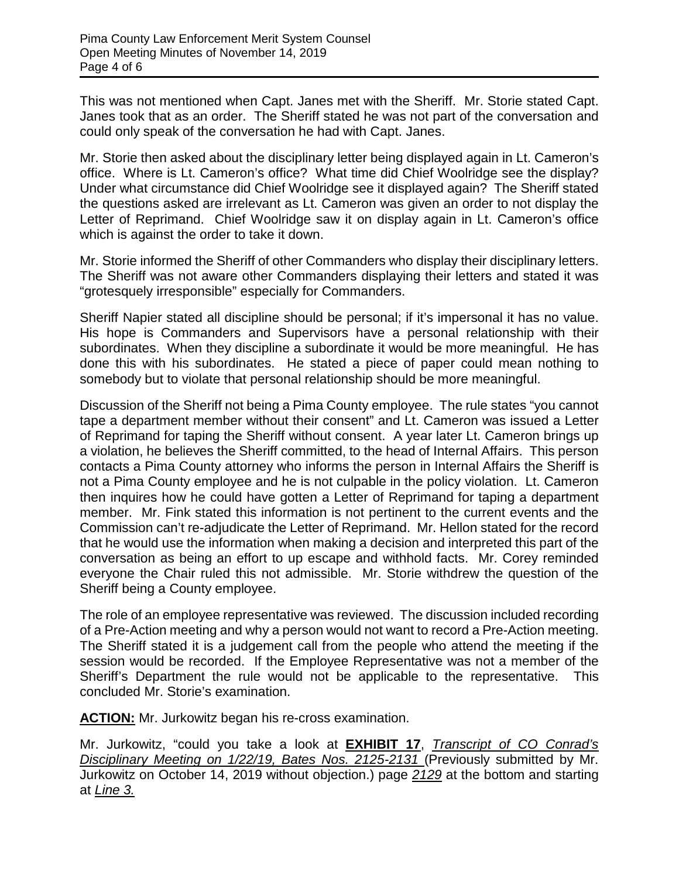This was not mentioned when Capt. Janes met with the Sheriff. Mr. Storie stated Capt. Janes took that as an order. The Sheriff stated he was not part of the conversation and could only speak of the conversation he had with Capt. Janes.

Mr. Storie then asked about the disciplinary letter being displayed again in Lt. Cameron's office. Where is Lt. Cameron's office? What time did Chief Woolridge see the display? Under what circumstance did Chief Woolridge see it displayed again? The Sheriff stated the questions asked are irrelevant as Lt. Cameron was given an order to not display the Letter of Reprimand. Chief Woolridge saw it on display again in Lt. Cameron's office which is against the order to take it down.

Mr. Storie informed the Sheriff of other Commanders who display their disciplinary letters. The Sheriff was not aware other Commanders displaying their letters and stated it was "grotesquely irresponsible" especially for Commanders.

Sheriff Napier stated all discipline should be personal; if it's impersonal it has no value. His hope is Commanders and Supervisors have a personal relationship with their subordinates. When they discipline a subordinate it would be more meaningful. He has done this with his subordinates. He stated a piece of paper could mean nothing to somebody but to violate that personal relationship should be more meaningful.

Discussion of the Sheriff not being a Pima County employee. The rule states "you cannot tape a department member without their consent" and Lt. Cameron was issued a Letter of Reprimand for taping the Sheriff without consent. A year later Lt. Cameron brings up a violation, he believes the Sheriff committed, to the head of Internal Affairs. This person contacts a Pima County attorney who informs the person in Internal Affairs the Sheriff is not a Pima County employee and he is not culpable in the policy violation. Lt. Cameron then inquires how he could have gotten a Letter of Reprimand for taping a department member. Mr. Fink stated this information is not pertinent to the current events and the Commission can't re-adjudicate the Letter of Reprimand. Mr. Hellon stated for the record that he would use the information when making a decision and interpreted this part of the conversation as being an effort to up escape and withhold facts. Mr. Corey reminded everyone the Chair ruled this not admissible. Mr. Storie withdrew the question of the Sheriff being a County employee.

The role of an employee representative was reviewed. The discussion included recording of a Pre-Action meeting and why a person would not want to record a Pre-Action meeting. The Sheriff stated it is a judgement call from the people who attend the meeting if the session would be recorded. If the Employee Representative was not a member of the Sheriff's Department the rule would not be applicable to the representative. This concluded Mr. Storie's examination.

**ACTION:** Mr. Jurkowitz began his re-cross examination.

Mr. Jurkowitz, "could you take a look at **EXHIBIT 17**, *Transcript of CO Conrad's Disciplinary Meeting on 1/22/19, Bates Nos. 2125-2131* (Previously submitted by Mr. Jurkowitz on October 14, 2019 without objection.) page *2129* at the bottom and starting at *Line 3.*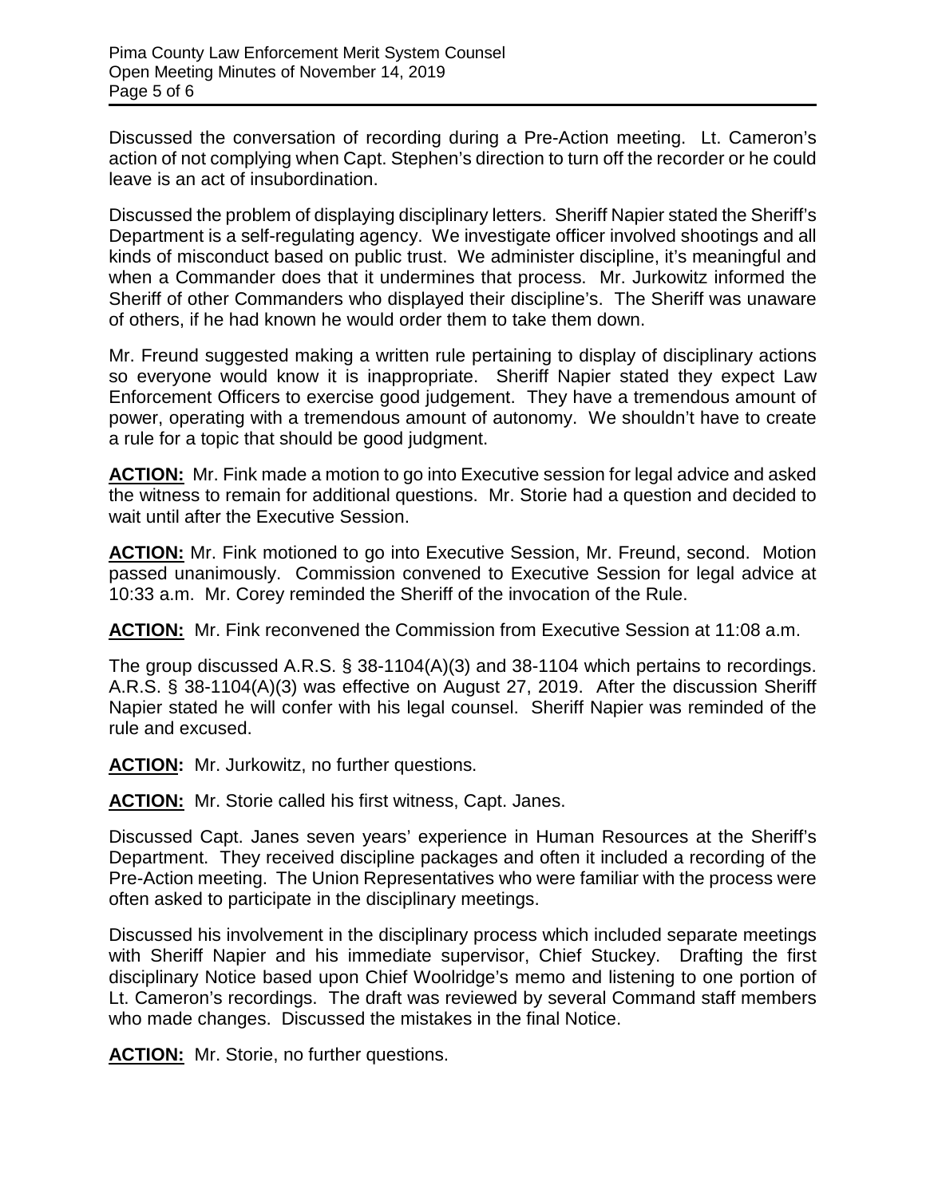Discussed the conversation of recording during a Pre-Action meeting. Lt. Cameron's action of not complying when Capt. Stephen's direction to turn off the recorder or he could leave is an act of insubordination.

Discussed the problem of displaying disciplinary letters. Sheriff Napier stated the Sheriff's Department is a self-regulating agency. We investigate officer involved shootings and all kinds of misconduct based on public trust. We administer discipline, it's meaningful and when a Commander does that it undermines that process. Mr. Jurkowitz informed the Sheriff of other Commanders who displayed their discipline's. The Sheriff was unaware of others, if he had known he would order them to take them down.

Mr. Freund suggested making a written rule pertaining to display of disciplinary actions so everyone would know it is inappropriate. Sheriff Napier stated they expect Law Enforcement Officers to exercise good judgement. They have a tremendous amount of power, operating with a tremendous amount of autonomy. We shouldn't have to create a rule for a topic that should be good judgment.

**ACTION:** Mr. Fink made a motion to go into Executive session for legal advice and asked the witness to remain for additional questions. Mr. Storie had a question and decided to wait until after the Executive Session.

**ACTION:** Mr. Fink motioned to go into Executive Session, Mr. Freund, second. Motion passed unanimously. Commission convened to Executive Session for legal advice at 10:33 a.m. Mr. Corey reminded the Sheriff of the invocation of the Rule.

**ACTION:** Mr. Fink reconvened the Commission from Executive Session at 11:08 a.m.

The group discussed A.R.S. § 38-1104(A)(3) and 38-1104 which pertains to recordings. A.R.S. § 38-1104(A)(3) was effective on August 27, 2019. After the discussion Sheriff Napier stated he will confer with his legal counsel. Sheriff Napier was reminded of the rule and excused.

**ACTION:** Mr. Jurkowitz, no further questions.

**ACTION:** Mr. Storie called his first witness, Capt. Janes.

Discussed Capt. Janes seven years' experience in Human Resources at the Sheriff's Department. They received discipline packages and often it included a recording of the Pre-Action meeting. The Union Representatives who were familiar with the process were often asked to participate in the disciplinary meetings.

Discussed his involvement in the disciplinary process which included separate meetings with Sheriff Napier and his immediate supervisor, Chief Stuckey. Drafting the first disciplinary Notice based upon Chief Woolridge's memo and listening to one portion of Lt. Cameron's recordings. The draft was reviewed by several Command staff members who made changes. Discussed the mistakes in the final Notice.

**ACTION:** Mr. Storie, no further questions.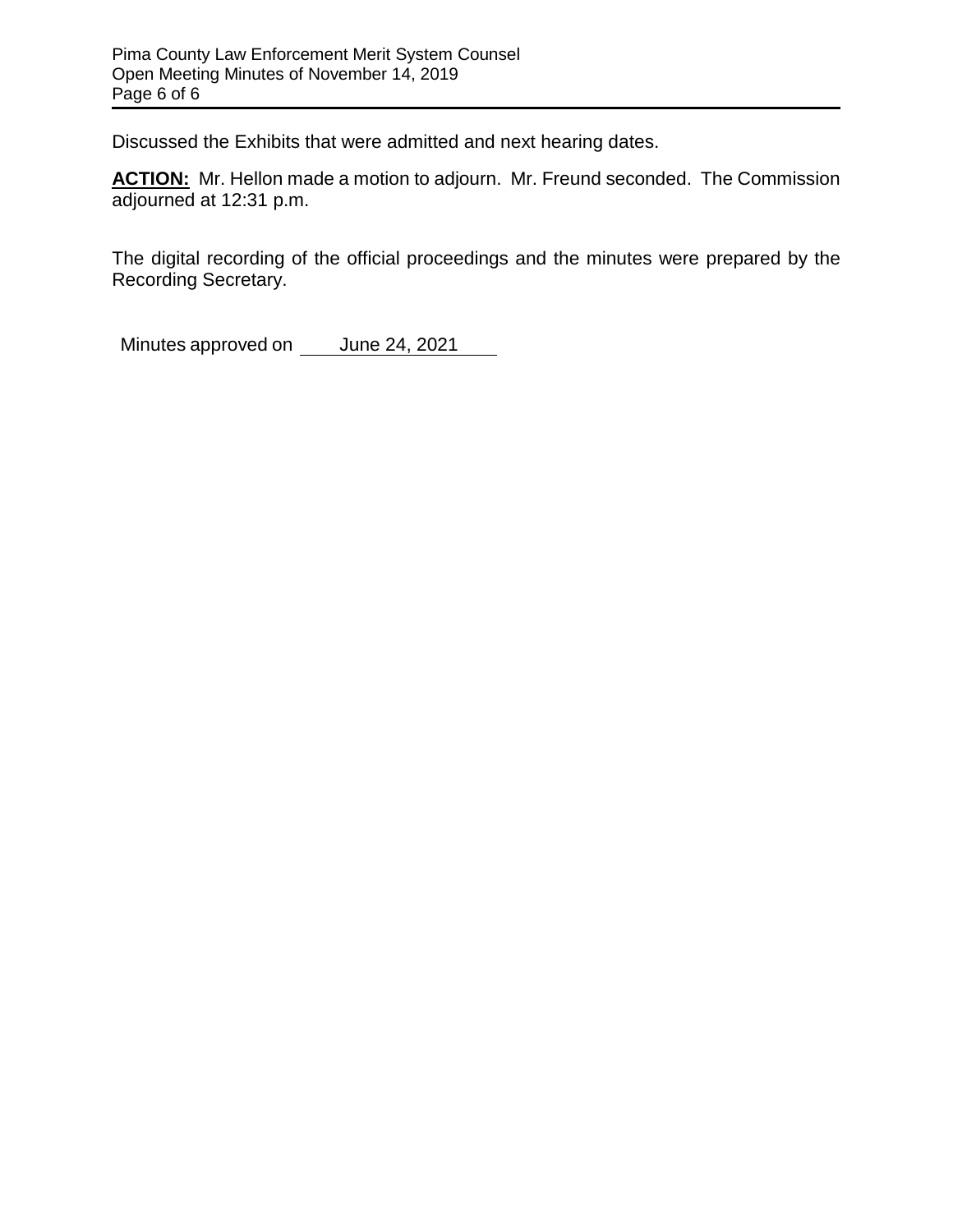Discussed the Exhibits that were admitted and next hearing dates.

**ACTION:** Mr. Hellon made a motion to adjourn. Mr. Freund seconded. The Commission adjourned at 12:31 p.m.

The digital recording of the official proceedings and the minutes were prepared by the Recording Secretary.

Minutes approved on June 24, 2021